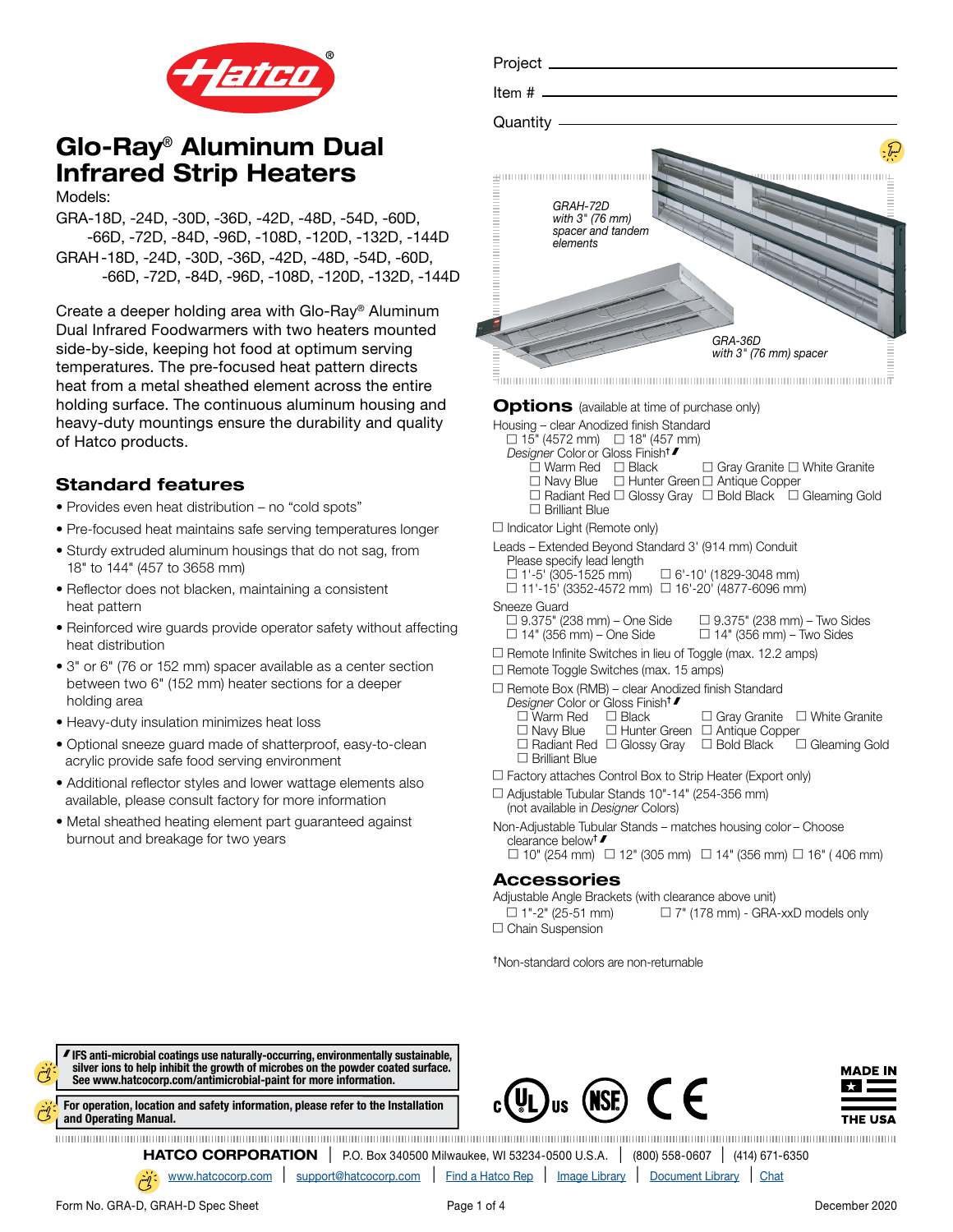Project ___

Item # ___

Quantity ___

# Glo-Ray® Aluminum Dual Infrared Strip Heaters

Models:

GRA-18D, -24D, -30D, -36D, -42D, -48D, -54D, -60D, -66D, -72D, -84D, -96D, -108D, -120D, -132D, -144D

GRAH-18D, -24D, -30D, -36D, -42D, -48D, -54D, -60D, -66D, -72D, -84D, -96D, -108D, -120D, -132D, -144D

Create a deeper holding area with Glo-Ray® Aluminum Dual Infrared Foodwarmers with two heaters mounted side-by-side, keeping hot food at optimum serving temperatures. The pre-focused heat pattern directs heat from a metal sheathed element across the entire holding surface. The continuous aluminum housing and heavy-duty mountings ensure the durability and quality of Hatco products.

GRAH-72D with 3" (76 mm) spacer and tandem elements

GRA-36D with 3" (76 mm) spacer

## Standard features

- Provides even heat distribution – no "cold spots"
- Pre-focused heat maintains safe serving temperatures longer
- Sturdy extruded aluminum housings that do not sag, from 18" to 144" (457 to 3658 mm)
- Reflector does not blacken, maintaining a consistent heat pattern
- Reinforced wire guards provide operator safety without affecting heat distribution
- 3" or 6" (76 or 152 mm) spacer available as a center section between two 6" (152 mm) heater sections for a deeper holding area
- Heavy-duty insulation minimizes heat loss
- Optional sneeze guard made of shatterproof, easy-to-clean acrylic provide safe food serving environment
- Additional reflector styles and lower wattage elements also available, please consult factory for more information
- Metal sheathed heating element part guaranteed against burnout and breakage for two years

## Options (available at time of purchase only)

Housing – clear Anodized finish Standard
- ☐ 15" (4572 mm) ☐ 18" (457 mm)
- *Designer* Color or Gloss Finish†
  - ☐ Warm Red ☐ Black ☐ Gray Granite ☐ White Granite
  - ☐ Navy Blue ☐ Hunter Green ☐ Antique Copper
  - ☐ Radiant Red ☐ Glossy Gray ☐ Bold Black ☐ Gleaming Gold
  - ☐ Brilliant Blue

☐ Indicator Light (Remote only)

Leads – Extended Beyond Standard 3' (914 mm) Conduit
- Please specify lead length
  - ☐ 1'-5' (305-1525 mm) ☐ 6'-10' (1829-3048 mm)
  - ☐ 11'-15' (3352-4572 mm) ☐ 16'-20' (4877-6096 mm)

Sneeze Guard
- ☐ 9.375" (238 mm) – One Side ☐ 9.375" (238 mm) – Two Sides
- ☐ 14" (356 mm) – One Side ☐ 14" (356 mm) – Two Sides

☐ Remote Infinite Switches in lieu of Toggle (max. 12.2 amps)

☐ Remote Toggle Switches (max. 15 amps)

☐ Remote Box (RMB) – clear Anodized finish Standard
- *Designer* Color or Gloss Finish†
  - ☐ Warm Red ☐ Black ☐ Gray Granite ☐ White Granite
  - ☐ Navy Blue ☐ Hunter Green ☐ Antique Copper
  - ☐ Radiant Red ☐ Glossy Gray ☐ Bold Black ☐ Gleaming Gold
  - ☐ Brilliant Blue

☐ Factory attaches Control Box to Strip Heater (Export only)

☐ Adjustable Tubular Stands 10"-14" (254-356 mm) (not available in *Designer* Colors)

Non-Adjustable Tubular Stands – matches housing color – Choose clearance below†
- ☐ 10" (254 mm) ☐ 12" (305 mm) ☐ 14" (356 mm) ☐ 16" ( 406 mm)

## Accessories

Adjustable Angle Brackets (with clearance above unit)
- ☐ 1"-2" (25-51 mm) ☐ 7" (178 mm) - GRA-xxD models only

☐ Chain Suspension

†Non-standard colors are non-returnable

**IFS anti-microbial coatings use naturally-occurring, environmentally sustainable, silver ions to help inhibit the growth of microbes on the powder coated surface. See www.hatcocorp.com/antimicrobial-paint for more information.**

**For operation, location and safety information, please refer to the Installation and Operating Manual.**

MADE IN THE USA

**HATCO CORPORATION** | P.O. Box 340500 Milwaukee, WI 53234-0500 U.S.A. | (800) 558-0607 | (414) 671-6350

www.hatcocorp.com | support@hatcocorp.com | Find a Hatco Rep | Image Library | Document Library | Chat

Form No. GRA-D, GRAH-D Spec Sheet

December 2020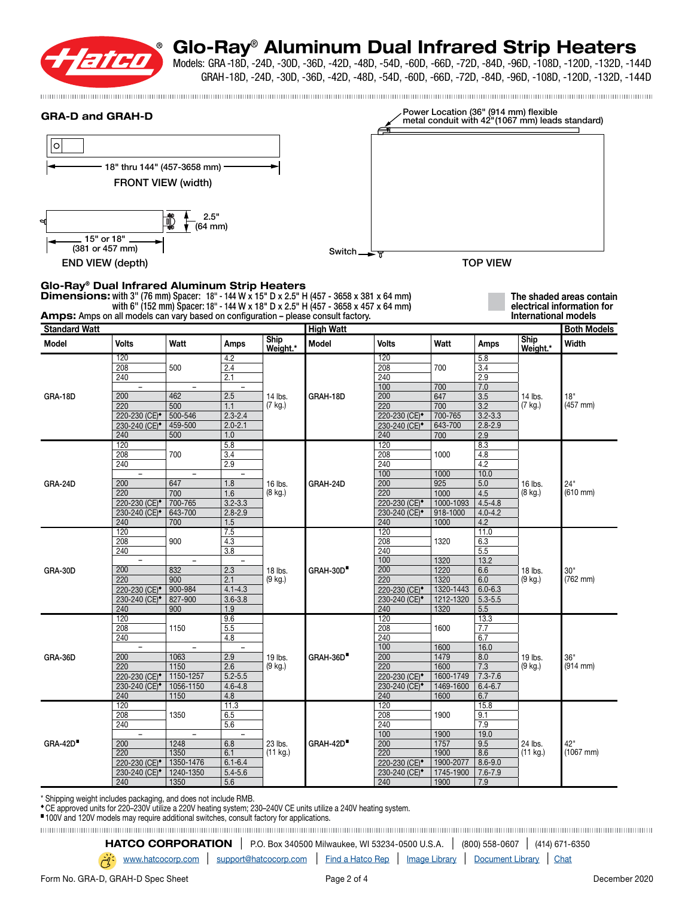# Glo-Ray® Aluminum Dual Infrared Strip Heaters

Models: GRA-18D, -24D, -30D, -36D, -42D, -48D, -54D, -60D, -66D, -72D, -84D, -96D, -108D, -120D, -132D, -144D
GRAH-18D, -24D, -30D, -36D, -42D, -48D, -54D, -60D, -66D, -72D, -84D, -96D, -108D, -120D, -132D, -144D

## GRA-D and GRAH-D

FRONT VIEW (width): 18" thru 144" (457-3658 mm)

END VIEW (depth): 15" or 18" (381 or 457 mm); 2.5" (64 mm)

TOP VIEW: Power Location (36" (914 mm) flexible metal conduit with 42"(1067 mm) leads standard); Switch

### Glo-Ray® Dual Infrared Aluminum Strip Heaters

**Dimensions:** with 3" (76 mm) Spacer: 18" - 144 W x 15" D x 2.5" H (457 - 3658 x 381 x 64 mm)
with 6" (152 mm) Spacer: 18" - 144 W x 18" D x 2.5" H (457 - 3658 x 457 x 64 mm)

**Amps:** Amps on all models can vary based on configuration – please consult factory.

The shaded areas contain electrical information for International models

| Standard Watt | | | | | High Watt | | | | | Both Models |
|---|---|---|---|---|---|---|---|---|---|---|
| Model | Volts | Watt | Amps | Ship Weight.* | Model | Volts | Watt | Amps | Ship Weight.* | Width |
| GRA-18D | 120 | 500 | 4.2 | 14 lbs. (7 kg.) | GRAH-18D | 120 | 700 | 5.8 | 14 lbs. (7 kg.) | 18" (457 mm) |
| | 208 | 500 | 2.4 | | | 208 | 700 | 3.4 | | |
| | 240 | 500 | 2.1 | | | 240 | 700 | 2.9 | | |
| | – | – | – | | | 100 | 700 | 7.0 | | |
| | 200 | 462 | 2.5 | | | 200 | 647 | 3.5 | | |
| | 220 | 500 | 1.1 | | | 220 | 700 | 3.2 | | |
| | 220-230 (CE)♦ | 500-546 | 2.3-2.4 | | | 220-230 (CE)♦ | 700-765 | 3.2-3.3 | | |
| | 230-240 (CE)♦ | 459-500 | 2.0-2.1 | | | 230-240 (CE)♦ | 643-700 | 2.8-2.9 | | |
| | 240 | 500 | 1.0 | | | 240 | 700 | 2.9 | | |
| GRA-24D | 120 | 700 | 5.8 | 16 lbs. (8 kg.) | GRAH-24D | 120 | 1000 | 8.3 | 16 lbs. (8 kg.) | 24" (610 mm) |
| | 208 | 700 | 3.4 | | | 208 | 1000 | 4.8 | | |
| | 240 | 700 | 2.9 | | | 240 | 1000 | 4.2 | | |
| | – | – | – | | | 100 | 1000 | 10.0 | | |
| | 200 | 647 | 1.8 | | | 200 | 925 | 5.0 | | |
| | 220 | 700 | 1.6 | | | 220 | 1000 | 4.5 | | |
| | 220-230 (CE)♦ | 700-765 | 3.2-3.3 | | | 220-230 (CE)♦ | 1000-1093 | 4.5-4.8 | | |
| | 230-240 (CE)♦ | 643-700 | 2.8-2.9 | | | 230-240 (CE)♦ | 918-1000 | 4.0-4.2 | | |
| | 240 | 700 | 1.5 | | | 240 | 1000 | 4.2 | | |
| GRA-30D | 120 | 900 | 7.5 | 18 lbs. (9 kg.) | GRAH-30D■ | 120 | 1320 | 11.0 | 18 lbs. (9 kg.) | 30" (762 mm) |
| | 208 | 900 | 4.3 | | | 208 | 1320 | 6.3 | | |
| | 240 | 900 | 3.8 | | | 240 | 1320 | 5.5 | | |
| | – | – | – | | | 100 | 1320 | 13.2 | | |
| | 200 | 832 | 2.3 | | | 200 | 1220 | 6.6 | | |
| | 220 | 900 | 2.1 | | | 220 | 1320 | 6.0 | | |
| | 220-230 (CE)♦ | 900-984 | 4.1-4.3 | | | 220-230 (CE)♦ | 1320-1443 | 6.0-6.3 | | |
| | 230-240 (CE)♦ | 827-900 | 3.6-3.8 | | | 230-240 (CE)♦ | 1212-1320 | 5.3-5.5 | | |
| | 240 | 900 | 1.9 | | | 240 | 1320 | 5.5 | | |
| GRA-36D | 120 | 1150 | 9.6 | 19 lbs. (9 kg.) | GRAH-36D■ | 120 | 1600 | 13.3 | 19 lbs. (9 kg.) | 36" (914 mm) |
| | 208 | 1150 | 5.5 | | | 208 | 1600 | 7.7 | | |
| | 240 | 1150 | 4.8 | | | 240 | 1600 | 6.7 | | |
| | – | – | – | | | 100 | 1600 | 16.0 | | |
| | 200 | 1063 | 2.9 | | | 200 | 1479 | 8.0 | | |
| | 220 | 1150 | 2.6 | | | 220 | 1600 | 7.3 | | |
| | 220-230 (CE)♦ | 1150-1257 | 5.2-5.5 | | | 220-230 (CE)♦ | 1600-1749 | 7.3-7.6 | | |
| | 230-240 (CE)♦ | 1056-1150 | 4.6-4.8 | | | 230-240 (CE)♦ | 1469-1600 | 6.4-6.7 | | |
| | 240 | 1150 | 4.8 | | | 240 | 1600 | 6.7 | | |
| GRA-42D■ | 120 | 1350 | 11.3 | 23 lbs. (11 kg.) | GRAH-42D■ | 120 | 1900 | 15.8 | 24 lbs. (11 kg.) | 42" (1067 mm) |
| | 208 | 1350 | 6.5 | | | 208 | 1900 | 9.1 | | |
| | 240 | 1350 | 5.6 | | | 240 | 1900 | 7.9 | | |
| | – | – | – | | | 100 | 1900 | 19.0 | | |
| | 200 | 1248 | 6.8 | | | 200 | 1757 | 9.5 | | |
| | 220 | 1350 | 6.1 | | | 220 | 1900 | 8.6 | | |
| | 220-230 (CE)♦ | 1350-1476 | 6.1-6.4 | | | 220-230 (CE)♦ | 1900-2077 | 8.6-9.0 | | |
| | 230-240 (CE)♦ | 1240-1350 | 5.4-5.6 | | | 230-240 (CE)♦ | 1745-1900 | 7.6-7.9 | | |
| | 240 | 1350 | 5.6 | | | 240 | 1900 | 7.9 | | |

\* Shipping weight includes packaging, and does not include RMB.
♦ CE approved units for 220–230V utilize a 220V heating system; 230–240V CE units utilize a 240V heating system.
■ 100V and 120V models may require additional switches, consult factory for applications.

**HATCO CORPORATION** | P.O. Box 340500 Milwaukee, WI 53234-0500 U.S.A. | (800) 558-0667 | (414) 671-6350
www.hatcocorp.com | support@hatcocorp.com | Find a Hatco Rep | Image Library | Document Library | Chat

Form No. GRA-D, GRAH-D Spec Sheet — December 2020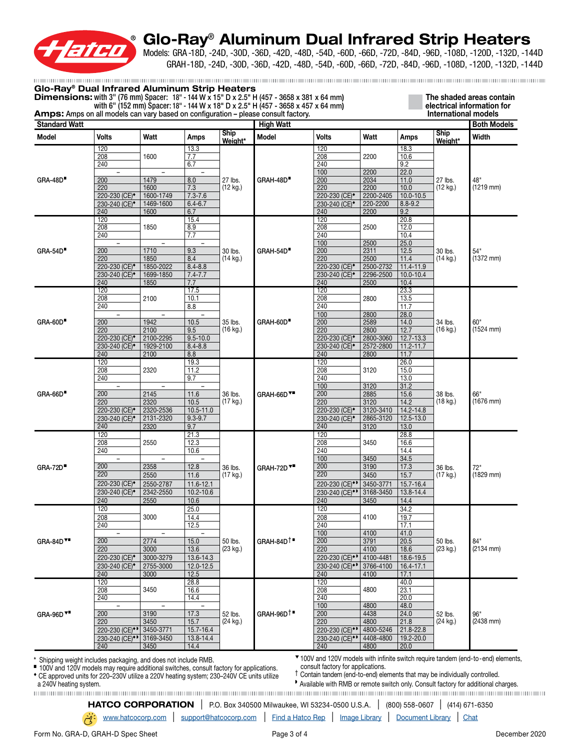# Glo-Ray® Aluminum Dual Infrared Strip Heaters

Models: GRA-18D, -24D, -30D, -36D, -42D, -48D, -54D, -60D, -66D, -72D, -84D, -96D, -108D, -120D, -132D, -144D
GRAH-18D, -24D, -30D, -36D, -42D, -48D, -54D, -60D, -66D, -72D, -84D, -96D, -108D, -120D, -132D, -144D

## Glo-Ray® Dual Infrared Aluminum Strip Heaters

**Dimensions:** with 3" (76 mm) Spacer: 18" - 144 W x 15" D x 2.5" H (457 - 3658 x 381 x 64 mm)
with 6" (152 mm) Spacer: 18" - 144 W x 18" D x 2.5" H (457 - 3658 x 457 x 64 mm)

**Amps:** Amps on all models can vary based on configuration – please consult factory.

The shaded areas contain electrical information for International models

| Standard Watt | | | | | High Watt | | | | | Both Models |
|---|---|---|---|---|---|---|---|---|---|---|
| **Model** | **Volts** | **Watt** | **Amps** | **Ship Weight*** | **Model** | **Volts** | **Watt** | **Amps** | **Ship Weight*** | **Width** |
| GRA-48D■ | 120 | 1600 | 13.3 | 27 lbs. (12 kg.) | GRAH-48D■ | 120 | 2200 | 18.3 | 27 lbs. (12 kg.) | 48" (1219 mm) |
| | 208 | | 7.7 | | | 208 | | 10.6 | | |
| | 240 | | 6.7 | | | 240 | | 9.2 | | |
| | – | – | – | | | 100 | 2200 | 22.0 | | |
| | 200 | 1479 | 8.0 | | | 200 | 2034 | 11.0 | | |
| | 220 | 1600 | 7.3 | | | 220 | 2200 | 10.0 | | |
| | 220-230 (CE)♦ | 1600-1749 | 7.3-7.6 | | | 220-230 (CE)♦ | 2200-2405 | 10.0-10.5 | | |
| | 230-240 (CE)♦ | 1469-1600 | 6.4-6.7 | | | 230-240 (CE)♦ | 220-2200 | 8.8-9.2 | | |
| | 240 | 1600 | 6.7 | | | 240 | 2200 | 9.2 | | |
| GRA-54D■ | 120 | 1850 | 15.4 | 30 lbs. (14 kg.) | GRAH-54D■ | 120 | 2500 | 20.8 | 30 lbs. (14 kg.) | 54" (1372 mm) |
| | 208 | | 8.9 | | | 208 | | 12.0 | | |
| | 240 | | 7.7 | | | 240 | | 10.4 | | |
| | – | – | – | | | 100 | 2500 | 25.0 | | |
| | 200 | 1710 | 9.3 | | | 200 | 2311 | 12.5 | | |
| | 220 | 1850 | 8.4 | | | 220 | 2500 | 11.4 | | |
| | 220-230 (CE)♦ | 1850-2022 | 8.4-8.8 | | | 220-230 (CE)♦ | 2500-2732 | 11.4-11.9 | | |
| | 230-240 (CE)♦ | 1699-1850 | 7.4-7.7 | | | 230-240 (CE)♦ | 2296-2500 | 10.0-10.4 | | |
| | 240 | 1850 | 7.7 | | | 240 | 2500 | 10.4 | | |
| GRA-60D■ | 120 | 2100 | 17.5 | 35 lbs. (16 kg.) | GRAH-60D■ | 120 | 2800 | 23.3 | 34 lbs. (16 kg.) | 60" (1524 mm) |
| | 208 | | 10.1 | | | 208 | | 13.5 | | |
| | 240 | | 8.8 | | | 240 | | 11.7 | | |
| | – | – | – | | | 100 | 2800 | 28.0 | | |
| | 200 | 1942 | 10.5 | | | 200 | 2589 | 14.0 | | |
| | 220 | 2100 | 9.5 | | | 220 | 2800 | 12.7 | | |
| | 220-230 (CE)♦ | 2100-2295 | 9.5-10.0 | | | 220-230 (CE)♦ | 2800-3060 | 12.7-13.3 | | |
| | 230-240 (CE)♦ | 1929-2100 | 8.4-8.8 | | | 230-240 (CE)♦ | 2572-2800 | 11.2-11.7 | | |
| | 240 | 2100 | 8.8 | | | 240 | 2800 | 11.7 | | |
| GRA-66D■ | 120 | 2320 | 19.3 | 36 lbs. (17 kg.) | GRAH-66D▼■ | 120 | 3120 | 26.0 | 38 lbs. (18 kg.) | 66" (1676 mm) |
| | 208 | | 11.2 | | | 208 | | 15.0 | | |
| | 240 | | 9.7 | | | 240 | | 13.0 | | |
| | – | – | – | | | 100 | 3120 | 31.2 | | |
| | 200 | 2145 | 11.6 | | | 200 | 2885 | 15.6 | | |
| | 220 | 2320 | 10.5 | | | 220 | 3120 | 14.2 | | |
| | 220-230 (CE)♦ | 2320-2536 | 10.5-11.0 | | | 220-230 (CE)♦ | 3120-3410 | 14.2-14.8 | | |
| | 230-240 (CE)♦ | 2131-2320 | 9.3-9.7 | | | 230-240 (CE)♦ | 2865-3120 | 12.5-13.0 | | |
| | 240 | 2320 | 9.7 | | | 240 | 3120 | 13.0 | | |
| GRA-72D■ | 120 | 2550 | 21.3 | 36 lbs. (17 kg.) | GRAH-72D▼■ | 120 | 3450 | 28.8 | 36 lbs. (17 kg.) | 72" (1829 mm) |
| | 208 | | 12.3 | | | 208 | | 16.6 | | |
| | 240 | | 10.6 | | | 240 | | 14.4 | | |
| | – | – | – | | | 100 | 3450 | 34.5 | | |
| | 200 | 2358 | 12.8 | | | 200 | 3190 | 17.3 | | |
| | 220 | 2550 | 11.6 | | | 220 | 3450 | 15.7 | | |
| | 220-230 (CE)♦ | 2550-2787 | 11.6-12.1 | | | 220-230 (CE)♦▸ | 3450-3771 | 15.7-16.4 | | |
| | 230-240 (CE)♦ | 2342-2550 | 10.2-10.6 | | | 230-240 (CE)♦▸ | 3168-3450 | 13.8-14.4 | | |
| | 240 | 2550 | 10.6 | | | 240 | 3450 | 14.4 | | |
| GRA-84D▼■ | 120 | 3000 | 25.0 | 50 lbs. (23 kg.) | GRAH-84D†■ | 120 | 4100 | 34.2 | 50 lbs. (23 kg.) | 84" (2134 mm) |
| | 208 | | 14.4 | | | 208 | | 19.7 | | |
| | 240 | | 12.5 | | | 240 | | 17.1 | | |
| | – | – | – | | | 100 | 4100 | 41.0 | | |
| | 200 | 2774 | 15.0 | | | 200 | 3791 | 20.5 | | |
| | 220 | 3000 | 13.6 | | | 220 | 4100 | 18.6 | | |
| | 220-230 (CE)♦ | 3000-3279 | 13.6-14.3 | | | 220-230 (CE)♦▸ | 4100-4481 | 18.6-19.5 | | |
| | 230-240 (CE)♦ | 2755-3000 | 12.0-12.5 | | | 230-240 (CE)♦▸ | 3766-4100 | 16.4-17.1 | | |
| | 240 | 3000 | 12.5 | | | 240 | 4100 | 17.1 | | |
| GRA-96D▼■ | 120 | 3450 | 28.8 | 52 lbs. (24 kg.) | GRAH-96D†■ | 120 | 4800 | 40.0 | 52 lbs. (24 kg.) | 96" (2438 mm) |
| | 208 | | 16.6 | | | 208 | | 23.1 | | |
| | 240 | | 14.4 | | | 240 | | 20.0 | | |
| | – | – | – | | | 100 | 4800 | 48.0 | | |
| | 200 | 3190 | 17.3 | | | 200 | 4438 | 24.0 | | |
| | 220 | 3450 | 15.7 | | | 220 | 4800 | 21.8 | | |
| | 220-230 (CE)♦▸ | 3450-3771 | 15.7-16.4 | | | 220-230 (CE)♦▸ | 4800-5246 | 21.8-22.8 | | |
| | 230-240 (CE)♦▸ | 3169-3450 | 13.8-14.4 | | | 230-240 (CE)♦▸ | 4408-4800 | 19.2-20.0 | | |
| | 240 | 3450 | 14.4 | | | 240 | 4800 | 20.0 | | |

\* Shipping weight includes packaging, and does not include RMB.

■ 100V and 120V models may require additional switches, consult factory for applications.

♦ CE approved units for 220–230V utilize a 220V heating system; 230–240V CE units utilize a 240V heating system.

▼ 100V and 120V models with infinite switch require tandem (end-to-end) elements, consult factory for applications.

† Contain tandem (end-to-end) elements that may be individually controlled.

▸ Available with RMB or remote switch only. Consult factory for additional charges.

**HATCO CORPORATION** | P.O. Box 340500 Milwaukee, WI 53234-0500 U.S.A. | (800) 558-0607 | (414) 671-6350

www.hatcocorp.com | support@hatcocorp.com | Find a Hatco Rep | Image Library | Document Library | Chat

Form No. GRA-D, GRAH-D Spec Sheet — December 2020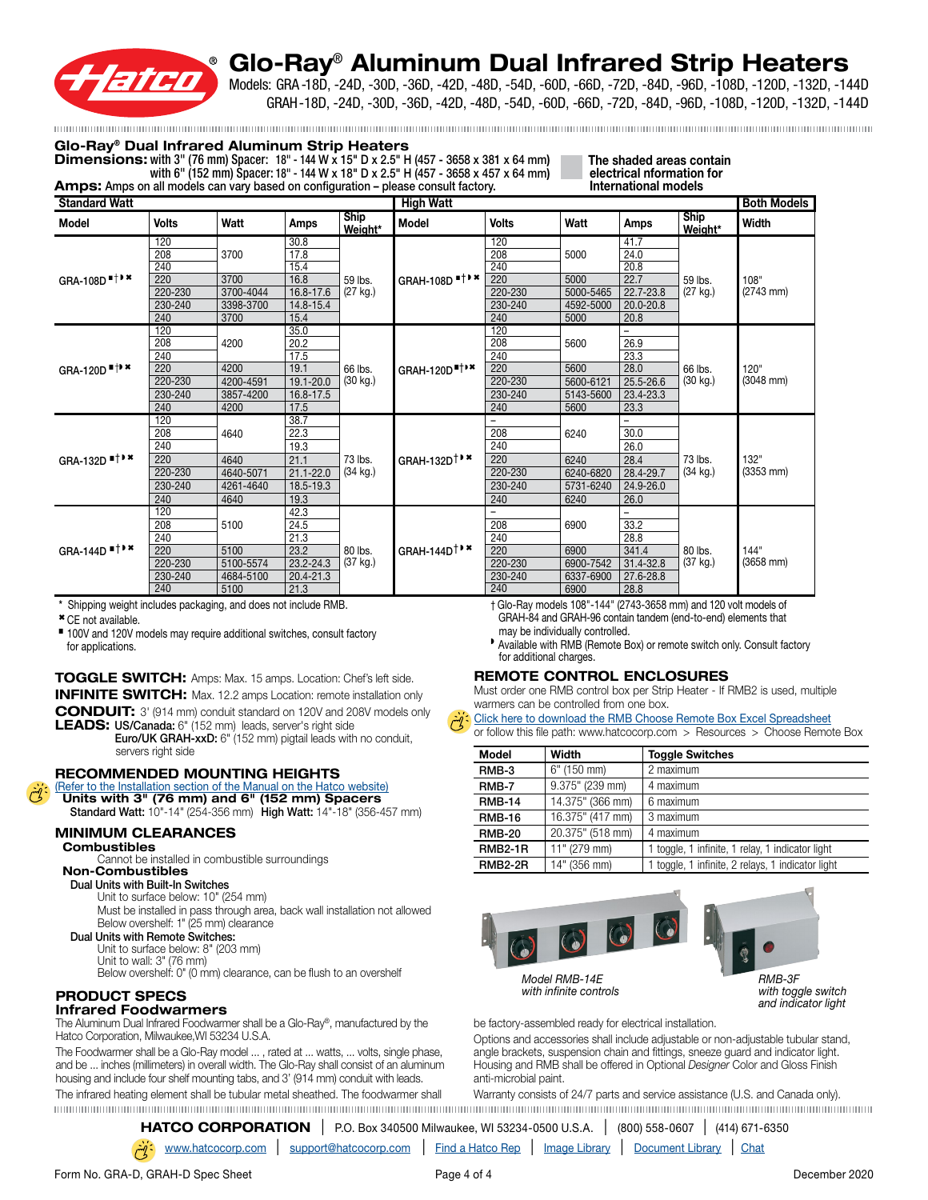# Glo-Ray® Aluminum Dual Infrared Strip Heaters

Models: GRA-18D, -24D, -30D, -36D, -42D, -48D, -54D, -60D, -66D, -72D, -84D, -96D, -108D, -120D, -132D, -144D
GRAH-18D, -24D, -30D, -36D, -42D, -48D, -54D, -60D, -66D, -72D, -84D, -96D, -108D, -120D, -132D, -144D

## Glo-Ray® Dual Infrared Aluminum Strip Heaters

**Dimensions:** with 3" (76 mm) Spacer: 18" - 144 W x 15" D x 2.5" H (457 - 3658 x 381 x 64 mm)
with 6" (152 mm) Spacer: 18" - 144 W x 18" D x 2.5" H (457 - 3658 x 457 x 64 mm)

**Amps:** Amps on all models can vary based on configuration – please consult factory.

**The shaded areas contain electrical information for International models**

| Standard Watt | | | | | High Watt | | | | | Both Models |
|---|---|---|---|---|---|---|---|---|---|---|
| Model | Volts | Watt | Amps | Ship Weight* | Model | Volts | Watt | Amps | Ship Weight* | Width |
| GRA-108D ■†▸✖ | 120 | 3700 | 30.8 | 59 lbs. (27 kg.) | GRAH-108D ■†▸✖ | 120 | 5000 | 41.7 | 59 lbs. (27 kg.) | 108" (2743 mm) |
| | 208 | | 17.8 | | | 208 | | 24.0 | | |
| | 240 | | 15.4 | | | 240 | | 20.8 | | |
| | 220 | 3700 | 16.8 | | | 220 | 5000 | 22.7 | | |
| | 220-230 | 3700-4044 | 16.8-17.6 | | | 220-230 | 5000-5465 | 22.7-23.8 | | |
| | 230-240 | 3398-3700 | 14.8-15.4 | | | 230-240 | 4592-5000 | 20.0-20.8 | | |
| | 240 | 3700 | 15.4 | | | 240 | 5000 | 20.8 | | |
| GRA-120D ■†▸✖ | 120 | 4200 | 35.0 | 66 lbs. (30 kg.) | GRAH-120D ■†▸✖ | 120 | 5600 | – | 66 lbs. (30 kg.) | 120" (3048 mm) |
| | 208 | | 20.2 | | | 208 | | 26.9 | | |
| | 240 | | 17.5 | | | 240 | | 23.3 | | |
| | 220 | 4200 | 19.1 | | | 220 | 5600 | 28.0 | | |
| | 220-230 | 4200-4591 | 19.1-20.0 | | | 220-230 | 5600-6121 | 25.5-26.6 | | |
| | 230-240 | 3857-4200 | 16.8-17.5 | | | 230-240 | 5143-5600 | 23.4-23.3 | | |
| | 240 | 4200 | 17.5 | | | 240 | 5600 | 23.3 | | |
| GRA-132D ■†▸✖ | 120 | 4640 | 38.7 | 73 lbs. (34 kg.) | GRAH-132D†▸✖ | – | 6240 | – | 73 lbs. (34 kg.) | 132" (3353 mm) |
| | 208 | | 22.3 | | | 208 | | 30.0 | | |
| | 240 | | 19.3 | | | 240 | | 26.0 | | |
| | 220 | 4640 | 21.1 | | | 220 | 6240 | 28.4 | | |
| | 220-230 | 4640-5071 | 21.1-22.0 | | | 220-230 | 6240-6820 | 28.4-29.7 | | |
| | 230-240 | 4261-4640 | 18.5-19.3 | | | 230-240 | 5731-6240 | 24.9-26.0 | | |
| | 240 | 4640 | 19.3 | | | 240 | 6240 | 26.0 | | |
| GRA-144D ■†▸✖ | 120 | 5100 | 42.3 | 80 lbs. (37 kg.) | GRAH-144D†▸✖ | – | 6900 | – | 80 lbs. (37 kg.) | 144" (3658 mm) |
| | 208 | | 24.5 | | | 208 | | 33.2 | | |
| | 240 | | 21.3 | | | 240 | | 28.8 | | |
| | 220 | 5100 | 23.2 | | | 220 | 6900 | 341.4 | | |
| | 220-230 | 5100-5574 | 23.2-24.3 | | | 220-230 | 6900-7542 | 31.4-32.8 | | |
| | 230-240 | 4684-5100 | 20.4-21.3 | | | 230-240 | 6337-6900 | 27.6-28.8 | | |
| | 240 | 5100 | 21.3 | | | 240 | 6900 | 28.8 | | |

\* Shipping weight includes packaging, and does not include RMB.
✖ CE not available.
■ 100V and 120V models may require additional switches, consult factory for applications.
† Glo-Ray models 108"-144" (2743-3658 mm) and 120 volt models of GRAH-84 and GRAH-96 contain tandem (end-to-end) elements that may be individually controlled.
▸ Available with RMB (Remote Box) or remote switch only. Consult factory for additional charges.

**TOGGLE SWITCH:** Amps: Max. 15 amps. Location: Chef's left side.
**INFINITE SWITCH:** Max. 12.2 amps Location: remote installation only
**CONDUIT:** 3' (914 mm) conduit standard on 120V and 208V models only
**LEADS:** **US/Canada:** 6" (152 mm) leads, server's right side
**Euro/UK GRAH-xxD:** 6" (152 mm) pigtail leads with no conduit, servers right side

## RECOMMENDED MOUNTING HEIGHTS

(Refer to the Installation section of the Manual on the Hatco website)

**Units with 3" (76 mm) and 6" (152 mm) Spacers**
**Standard Watt:** 10"-14" (254-356 mm) **High Watt:** 14"-18" (356-457 mm)

## MINIMUM CLEARANCES

**Combustibles**
Cannot be installed in combustible surroundings

**Non-Combustibles**

**Dual Units with Built-In Switches**
Unit to surface below: 10" (254 mm)
Must be installed in pass through area, back wall installation not allowed
Below overshelf: 1" (25 mm) clearance

**Dual Units with Remote Switches:**
Unit to surface below: 8" (203 mm)
Unit to wall: 3" (76 mm)
Below overshelf: 0" (0 mm) clearance, can be flush to an overshelf

## PRODUCT SPECS

**Infrared Foodwarmers**

The Aluminum Dual Infrared Foodwarmer shall be a Glo-Ray®, manufactured by the Hatco Corporation, Milwaukee,WI 53234 U.S.A.

The Foodwarmer shall be a Glo-Ray model ... , rated at ... watts, ... volts, single phase, and be ... inches (millimeters) in overall width. The Glo-Ray shall consist of an aluminum housing and include four shelf mounting tabs, and 3' (914 mm) conduit with leads.

The infrared heating element shall be tubular metal sheathed. The foodwarmer shall be factory-assembled ready for electrical installation.

Options and accessories shall include adjustable or non-adjustable tubular stand, angle brackets, suspension chain and fittings, sneeze guard and indicator light. Housing and RMB shall be offered in Optional *Designer* Color and Gloss Finish anti-microbial paint.

Warranty consists of 24/7 parts and service assistance (U.S. and Canada only).

## REMOTE CONTROL ENCLOSURES

Must order one RMB control box per Strip Heater - If RMB2 is used, multiple warmers can be controlled from one box.

Click here to download the RMB Choose Remote Box Excel Spreadsheet
or follow this file path: www.hatcocorp.com > Resources > Choose Remote Box

| Model | Width | Toggle Switches |
|---|---|---|
| RMB-3 | 6" (150 mm) | 2 maximum |
| RMB-7 | 9.375" (239 mm) | 4 maximum |
| RMB-14 | 14.375" (366 mm) | 6 maximum |
| RMB-16 | 16.375" (417 mm) | 3 maximum |
| RMB-20 | 20.375" (518 mm) | 4 maximum |
| RMB2-1R | 11" (279 mm) | 1 toggle, 1 infinite, 1 relay, 1 indicator light |
| RMB2-2R | 14" (356 mm) | 1 toggle, 1 infinite, 2 relays, 1 indicator light |

*Model RMB-14E with infinite controls*

*RMB-3F with toggle switch and indicator light*

**HATCO CORPORATION** | P.O. Box 340500 Milwaukee, WI 53234-0500 U.S.A. | (800) 558-0607 | (414) 671-6350

www.hatcocorp.com | support@hatcocorp.com | Find a Hatco Rep | Image Library | Document Library | Chat

Form No. GRA-D, GRAH-D Spec Sheet — December 2020